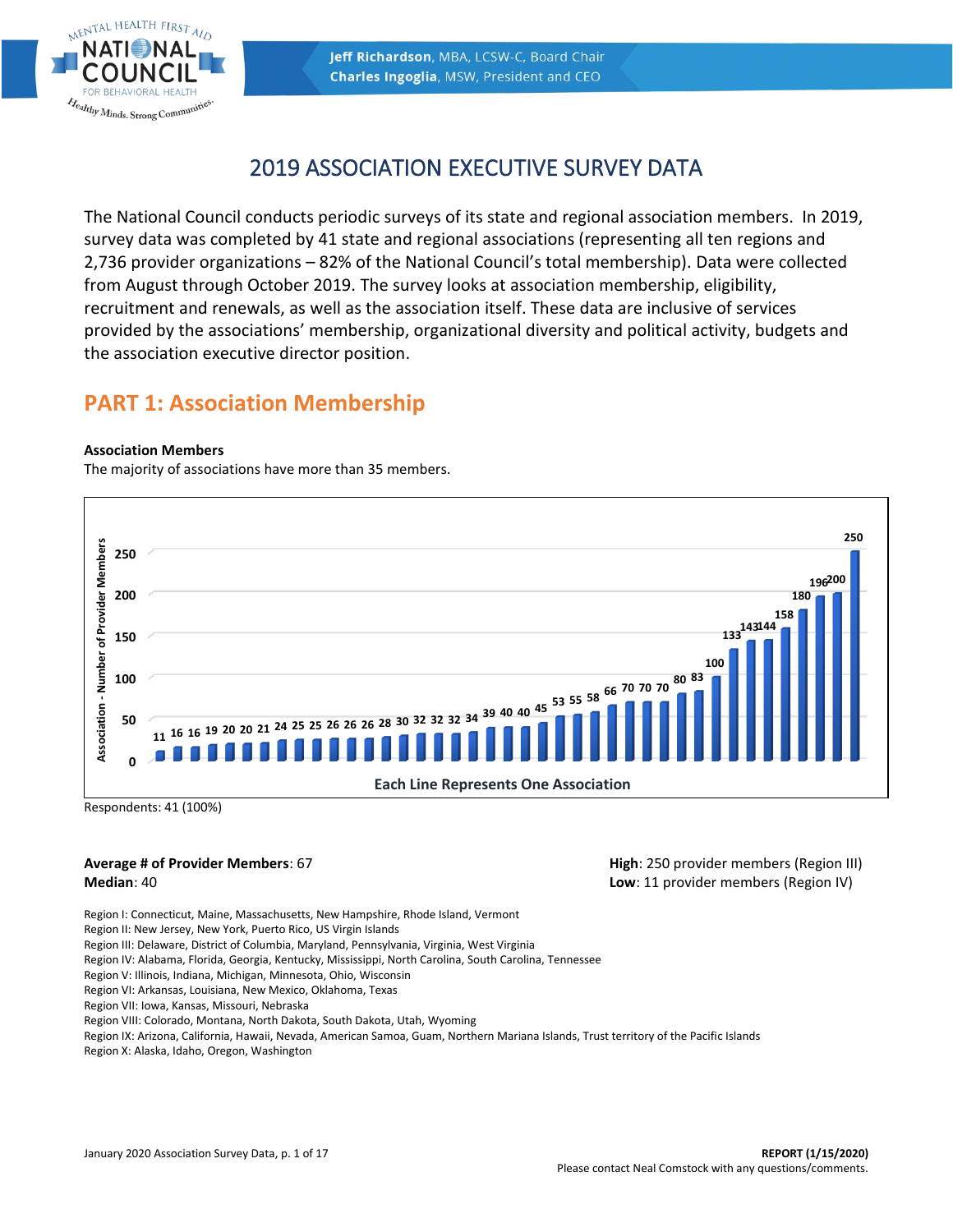Jeff Richardson, MBA, LCSW-C, Board Chair
Charles Ingoglia, MSW, President and CEO

# 2019 ASSOCIATION EXECUTIVE SURVEY DATA

The National Council conducts periodic surveys of its state and regional association members. In 2019, survey data was completed by 41 state and regional associations (representing all ten regions and 2,736 provider organizations – 82% of the National Council's total membership). Data were collected from August through October 2019. The survey looks at association membership, eligibility, recruitment and renewals, as well as the association itself. These data are inclusive of services provided by the associations' membership, organizational diversity and political activity, budgets and the association executive director position.

## PART 1: Association Membership

**Association Members**
The majority of associations have more than 35 members.

Association - Number of Provider Members (Each Line Represents One Association):

11, 16, 16, 19, 20, 20, 21, 24, 25, 25, 26, 26, 26, 28, 30, 32, 32, 32, 34, 39, 40, 40, 45, 53, 55, 58, 66, 70, 70, 70, 80, 83, 100, 133, 143, 144, 158, 180, 196, 200, 250

Respondents: 41 (100%)

**Average # of Provider Members**: 67
**Median**: 40

**High**: 250 provider members (Region III)
**Low**: 11 provider members (Region IV)

Region I: Connecticut, Maine, Massachusetts, New Hampshire, Rhode Island, Vermont
Region II: New Jersey, New York, Puerto Rico, US Virgin Islands
Region III: Delaware, District of Columbia, Maryland, Pennsylvania, Virginia, West Virginia
Region IV: Alabama, Florida, Georgia, Kentucky, Mississippi, North Carolina, South Carolina, Tennessee
Region V: Illinois, Indiana, Michigan, Minnesota, Ohio, Wisconsin
Region VI: Arkansas, Louisiana, New Mexico, Oklahoma, Texas
Region VII: Iowa, Kansas, Missouri, Nebraska
Region VIII: Colorado, Montana, North Dakota, South Dakota, Utah, Wyoming
Region IX: Arizona, California, Hawaii, Nevada, American Samoa, Guam, Northern Mariana Islands, Trust territory of the Pacific Islands
Region X: Alaska, Idaho, Oregon, Washington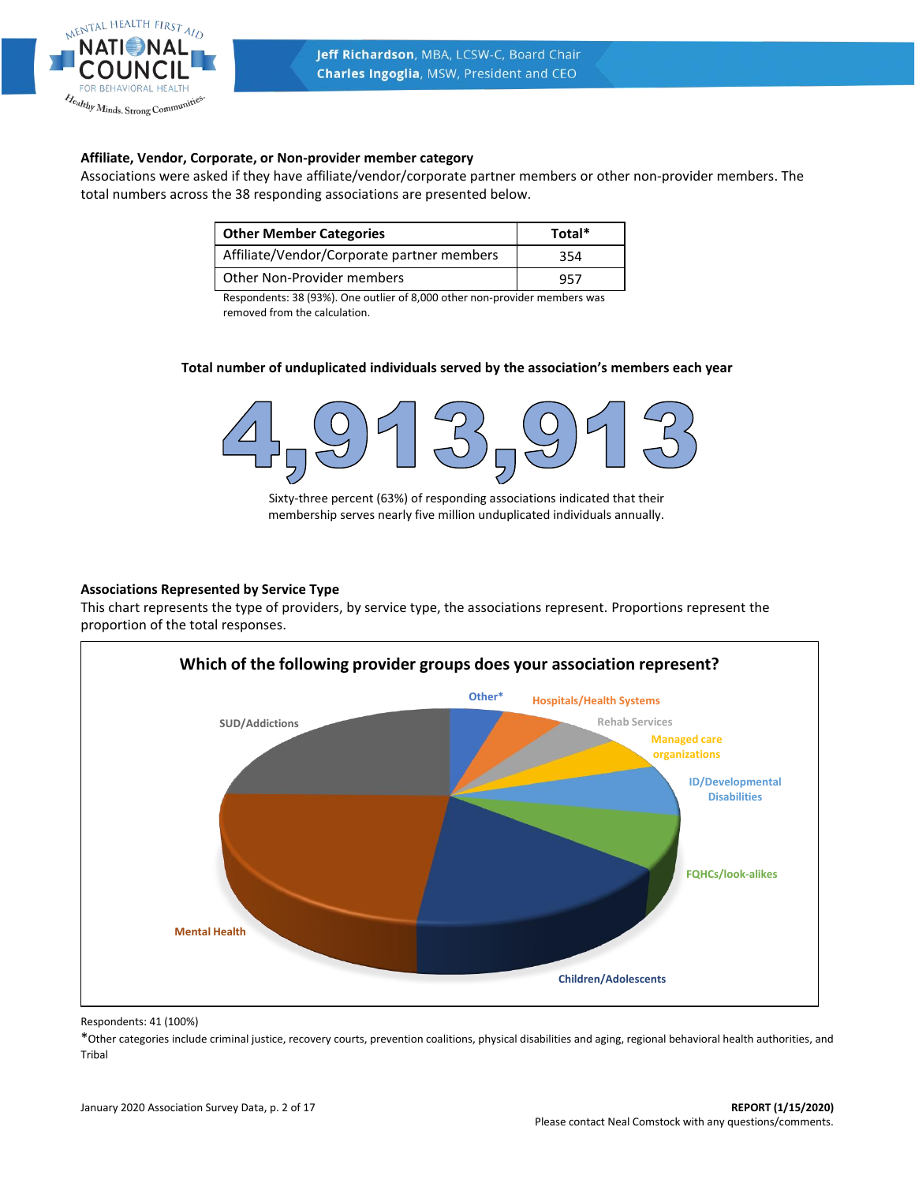**Affiliate, Vendor, Corporate, or Non-provider member category**

Associations were asked if they have affiliate/vendor/corporate partner members or other non-provider members. The total numbers across the 38 responding associations are presented below.

| Other Member Categories | Total* |
|---|---|
| Affiliate/Vendor/Corporate partner members | 354 |
| Other Non-Provider members | 957 |

Respondents: 38 (93%). One outlier of 8,000 other non-provider members was removed from the calculation.

**Total number of unduplicated individuals served by the association's members each year**

# 4,913,913

Sixty-three percent (63%) of responding associations indicated that their membership serves nearly five million unduplicated individuals annually.

**Associations Represented by Service Type**

This chart represents the type of providers, by service type, the associations represent. Proportions represent the proportion of the total responses.

**Which of the following provider groups does your association represent?**

Other*, Hospitals/Health Systems, Rehab Services, Managed care organizations, ID/Developmental Disabilities, FQHCs/look-alikes, Children/Adolescents, Mental Health, SUD/Addictions

Respondents: 41 (100%)

*Other categories include criminal justice, recovery courts, prevention coalitions, physical disabilities and aging, regional behavioral health authorities, and Tribal

REPORT (1/15/2020)

Please contact Neal Comstock with any questions/comments.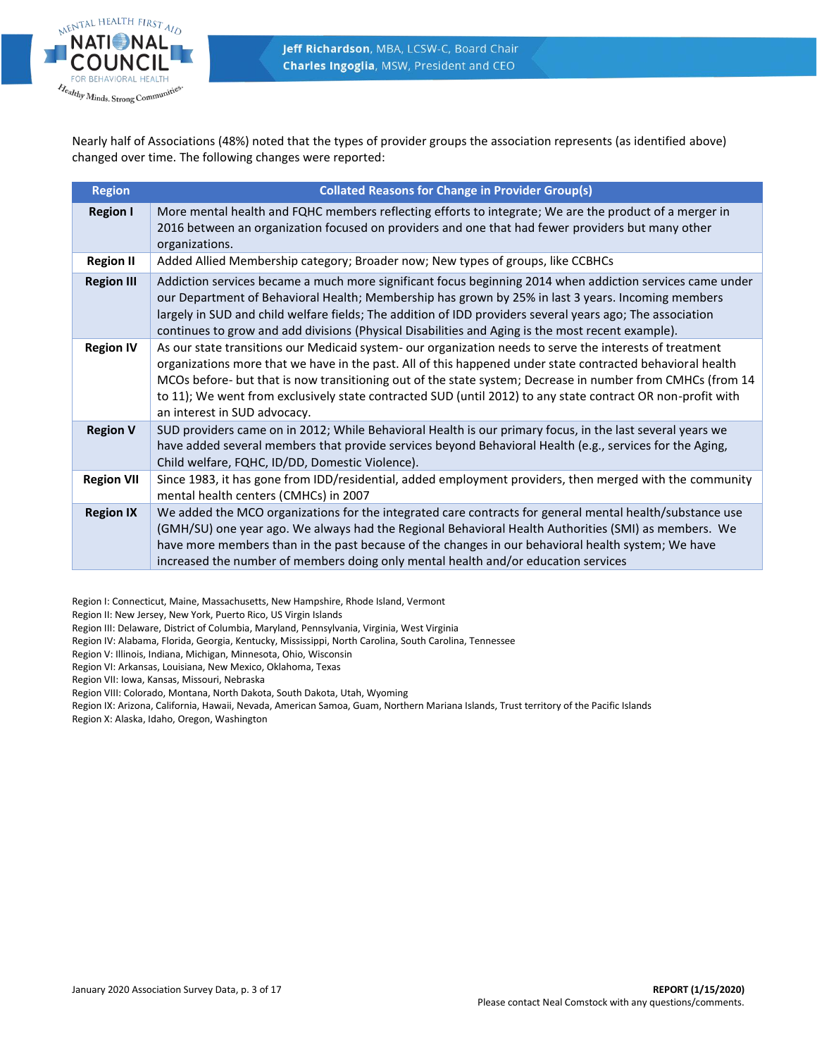Nearly half of Associations (48%) noted that the types of provider groups the association represents (as identified above) changed over time. The following changes were reported:

| Region | Collated Reasons for Change in Provider Group(s) |
|---|---|
| **Region I** | More mental health and FQHC members reflecting efforts to integrate; We are the product of a merger in 2016 between an organization focused on providers and one that had fewer providers but many other organizations. |
| **Region II** | Added Allied Membership category; Broader now; New types of groups, like CCBHCs |
| **Region III** | Addiction services became a much more significant focus beginning 2014 when addiction services came under our Department of Behavioral Health; Membership has grown by 25% in last 3 years. Incoming members largely in SUD and child welfare fields; The addition of IDD providers several years ago; The association continues to grow and add divisions (Physical Disabilities and Aging is the most recent example). |
| **Region IV** | As our state transitions our Medicaid system- our organization needs to serve the interests of treatment organizations more that we have in the past. All of this happened under state contracted behavioral health MCOs before- but that is now transitioning out of the state system; Decrease in number from CMHCs (from 14 to 11); We went from exclusively state contracted SUD (until 2012) to any state contract OR non-profit with an interest in SUD advocacy. |
| **Region V** | SUD providers came on in 2012; While Behavioral Health is our primary focus, in the last several years we have added several members that provide services beyond Behavioral Health (e.g., services for the Aging, Child welfare, FQHC, ID/DD, Domestic Violence). |
| **Region VII** | Since 1983, it has gone from IDD/residential, added employment providers, then merged with the community mental health centers (CMHCs) in 2007 |
| **Region IX** | We added the MCO organizations for the integrated care contracts for general mental health/substance use (GMH/SU) one year ago. We always had the Regional Behavioral Health Authorities (SMI) as members. We have more members than in the past because of the changes in our behavioral health system; We have increased the number of members doing only mental health and/or education services |

Region I: Connecticut, Maine, Massachusetts, New Hampshire, Rhode Island, Vermont
Region II: New Jersey, New York, Puerto Rico, US Virgin Islands
Region III: Delaware, District of Columbia, Maryland, Pennsylvania, Virginia, West Virginia
Region IV: Alabama, Florida, Georgia, Kentucky, Mississippi, North Carolina, South Carolina, Tennessee
Region V: Illinois, Indiana, Michigan, Minnesota, Ohio, Wisconsin
Region VI: Arkansas, Louisiana, New Mexico, Oklahoma, Texas
Region VII: Iowa, Kansas, Missouri, Nebraska
Region VIII: Colorado, Montana, North Dakota, South Dakota, Utah, Wyoming
Region IX: Arizona, California, Hawaii, Nevada, American Samoa, Guam, Northern Mariana Islands, Trust territory of the Pacific Islands
Region X: Alaska, Idaho, Oregon, Washington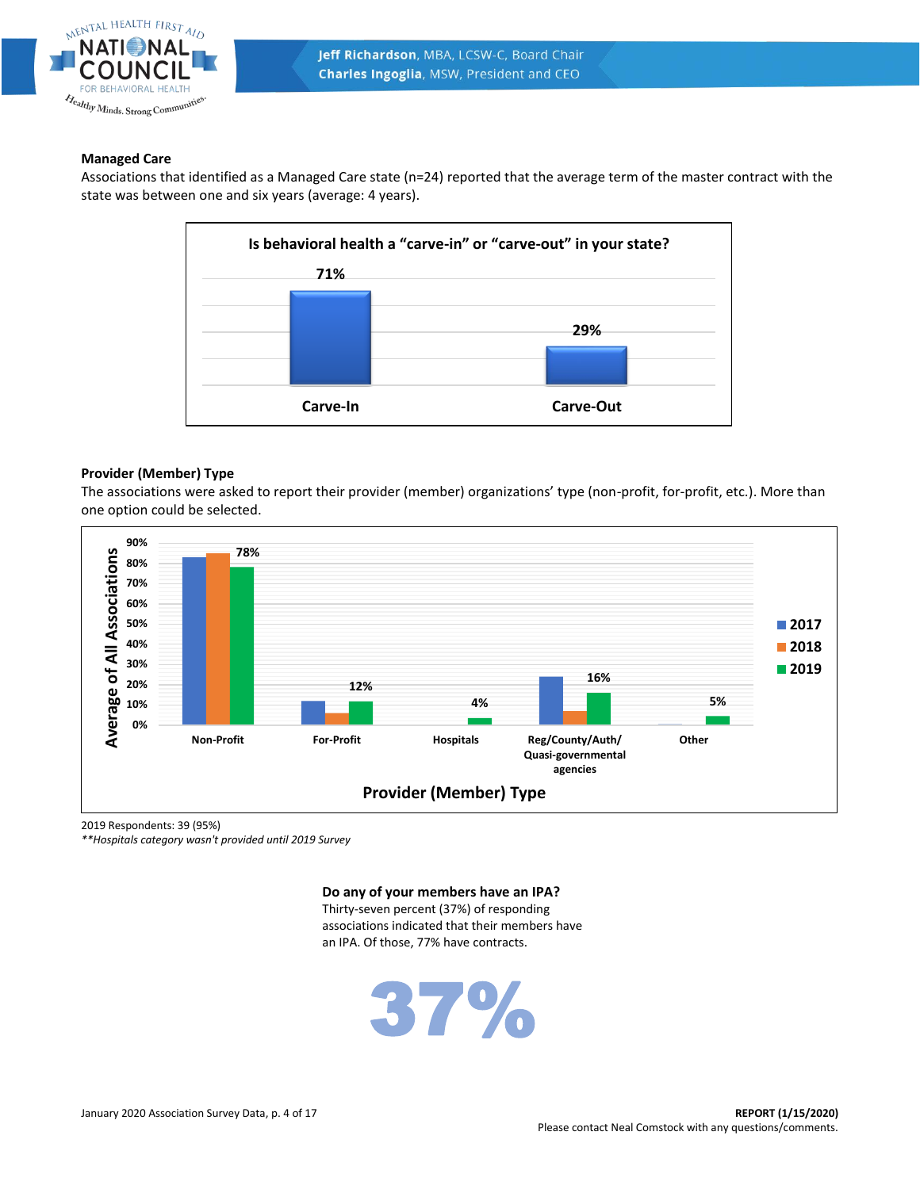### Managed Care

Associations that identified as a Managed Care state (n=24) reported that the average term of the master contract with the state was between one and six years (average: 4 years).

**Is behavioral health a "carve-in" or "carve-out" in your state?**

| Carve-In | Carve-Out |
|---|---|
| 71% | 29% |

### Provider (Member) Type

The associations were asked to report their provider (member) organizations' type (non-profit, for-profit, etc.). More than one option could be selected.

**Provider (Member) Type** (Average of All Associations)

| | 2019 |
|---|---|
| Non-Profit | 78% |
| For-Profit | 12% |
| Hospitals | 4% |
| Reg/County/Auth/ Quasi-governmental agencies | 16% |
| Other | 5% |

2019 Respondents: 39 (95%)

*\*\*Hospitals category wasn't provided until 2019 Survey*

**Do any of your members have an IPA?**

Thirty-seven percent (37%) of responding associations indicated that their members have an IPA. Of those, 77% have contracts.

**37%**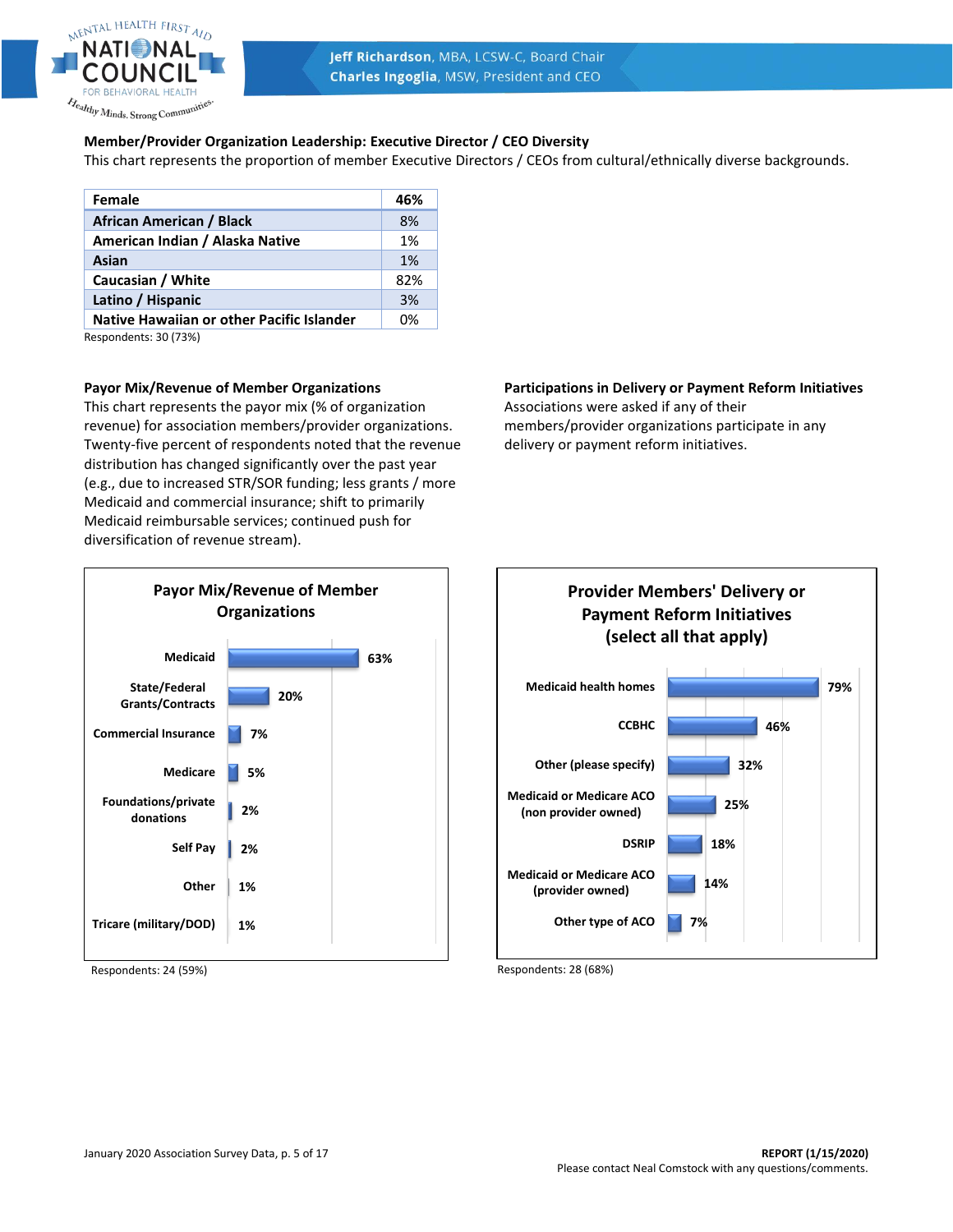**Member/Provider Organization Leadership: Executive Director / CEO Diversity**

This chart represents the proportion of member Executive Directors / CEOs from cultural/ethnically diverse backgrounds.

| Female | 46% |
|---|---|
| African American / Black | 8% |
| American Indian / Alaska Native | 1% |
| Asian | 1% |
| Caucasian / White | 82% |
| Latino / Hispanic | 3% |
| Native Hawaiian or other Pacific Islander | 0% |

Respondents: 30 (73%)

**Payor Mix/Revenue of Member Organizations**

This chart represents the payor mix (% of organization revenue) for association members/provider organizations. Twenty-five percent of respondents noted that the revenue distribution has changed significantly over the past year (e.g., due to increased STR/SOR funding; less grants / more Medicaid and commercial insurance; shift to primarily Medicaid reimbursable services; continued push for diversification of revenue stream).

**Payor Mix/Revenue of Member Organizations**

| Payor | % |
|---|---|
| Medicaid | 63% |
| State/Federal Grants/Contracts | 20% |
| Commercial Insurance | 7% |
| Medicare | 5% |
| Foundations/private donations | 2% |
| Self Pay | 2% |
| Other | 1% |
| Tricare (military/DOD) | 1% |

Respondents: 24 (59%)

**Participations in Delivery or Payment Reform Initiatives**

Associations were asked if any of their members/provider organizations participate in any delivery or payment reform initiatives.

**Provider Members' Delivery or Payment Reform Initiatives (select all that apply)**

| Initiative | % |
|---|---|
| Medicaid health homes | 79% |
| CCBHC | 46% |
| Other (please specify) | 32% |
| Medicaid or Medicare ACO (non provider owned) | 25% |
| DSRIP | 18% |
| Medicaid or Medicare ACO (provider owned) | 14% |
| Other type of ACO | 7% |

Respondents: 28 (68%)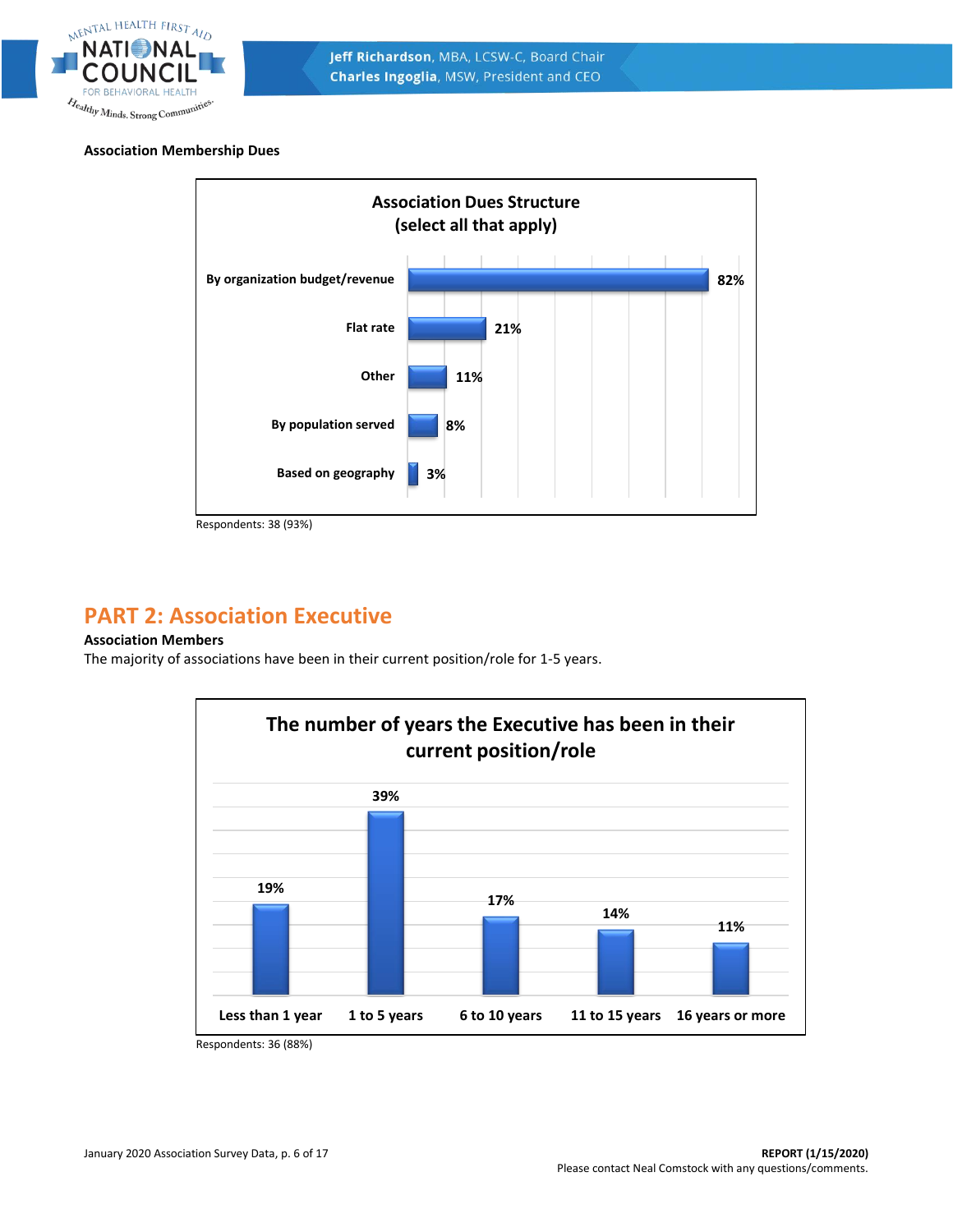**Association Membership Dues**

**Association Dues Structure (select all that apply)**

| Dues Structure | Percent |
|---|---|
| By organization budget/revenue | 82% |
| Flat rate | 21% |
| Other | 11% |
| By population served | 8% |
| Based on geography | 3% |

Respondents: 38 (93%)

# PART 2: Association Executive

**Association Members**

The majority of associations have been in their current position/role for 1-5 years.

**The number of years the Executive has been in their current position/role**

| Years | Percent |
|---|---|
| Less than 1 year | 19% |
| 1 to 5 years | 39% |
| 6 to 10 years | 17% |
| 11 to 15 years | 14% |
| 16 years or more | 11% |

Respondents: 36 (88%)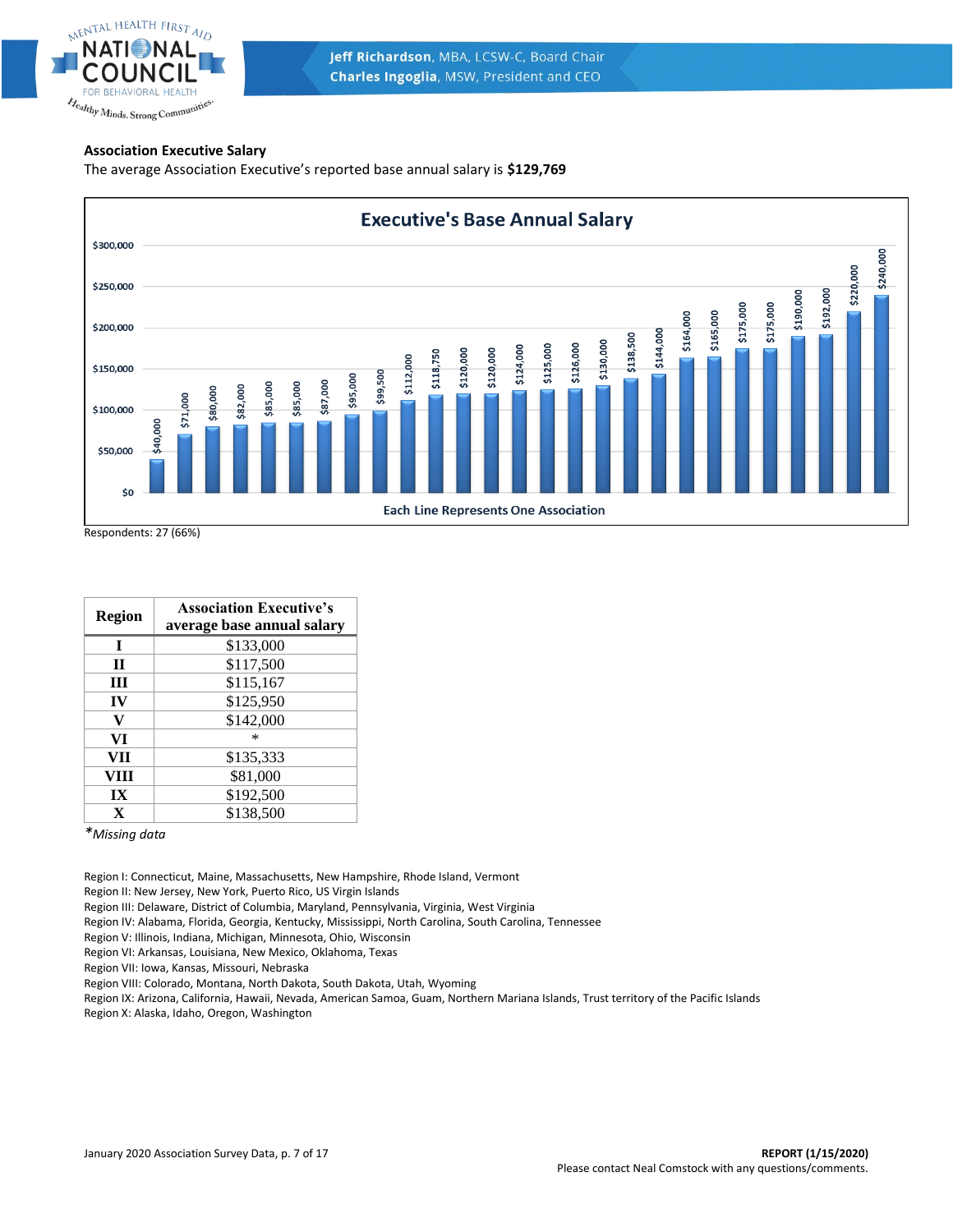**Association Executive Salary**

The average Association Executive's reported base annual salary is **$129,769**

Executive's Base Annual Salary

| Association | Base Annual Salary |
|---|---|
| 1 | $40,000 |
| 2 | $71,000 |
| 3 | $80,000 |
| 4 | $82,000 |
| 5 | $85,000 |
| 6 | $85,000 |
| 7 | $87,000 |
| 8 | $95,000 |
| 9 | $99,500 |
| 10 | $112,000 |
| 11 | $118,750 |
| 12 | $120,000 |
| 13 | $120,000 |
| 14 | $124,000 |
| 15 | $125,000 |
| 16 | $126,000 |
| 17 | $130,000 |
| 18 | $138,500 |
| 19 | $144,000 |
| 20 | $164,000 |
| 21 | $165,000 |
| 22 | $175,000 |
| 23 | $175,000 |
| 24 | $190,000 |
| 25 | $192,000 |
| 26 | $220,000 |
| 27 | $240,000 |

Each Line Represents One Association

Respondents: 27 (66%)

| Region | Association Executive's average base annual salary |
|---|---|
| I | $133,000 |
| II | $117,500 |
| III | $115,167 |
| IV | $125,950 |
| V | $142,000 |
| VI | * |
| VII | $135,333 |
| VIII | $81,000 |
| IX | $192,500 |
| X | $138,500 |

*\*Missing data*

Region I: Connecticut, Maine, Massachusetts, New Hampshire, Rhode Island, Vermont
Region II: New Jersey, New York, Puerto Rico, US Virgin Islands
Region III: Delaware, District of Columbia, Maryland, Pennsylvania, Virginia, West Virginia
Region IV: Alabama, Florida, Georgia, Kentucky, Mississippi, North Carolina, South Carolina, Tennessee
Region V: Illinois, Indiana, Michigan, Minnesota, Ohio, Wisconsin
Region VI: Arkansas, Louisiana, New Mexico, Oklahoma, Texas
Region VII: Iowa, Kansas, Missouri, Nebraska
Region VIII: Colorado, Montana, North Dakota, South Dakota, Utah, Wyoming
Region IX: Arizona, California, Hawaii, Nevada, American Samoa, Guam, Northern Mariana Islands, Trust territory of the Pacific Islands
Region X: Alaska, Idaho, Oregon, Washington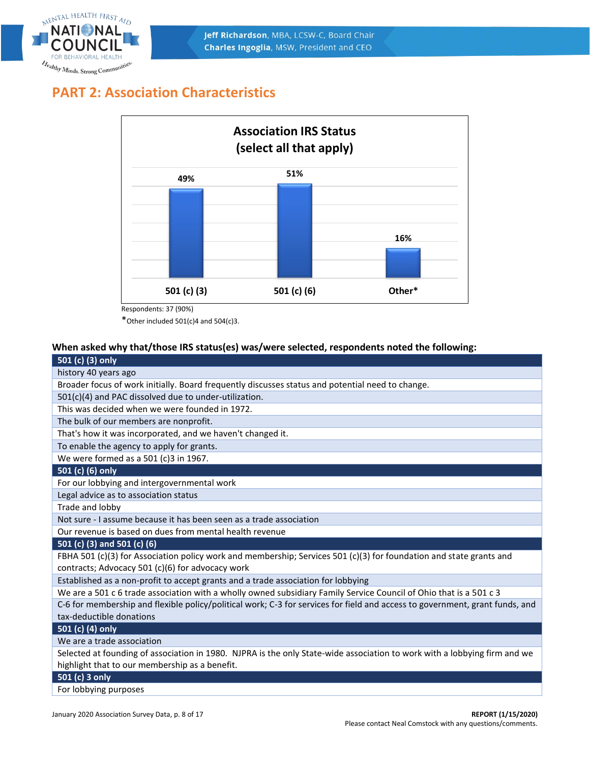## PART 2: Association Characteristics

**Association IRS Status (select all that apply)**

| 501 (c) (3) | 501 (c) (6) | Other* |
|---|---|---|
| 49% | 51% | 16% |

Respondents: 37 (90%)

*Other included 501(c)4 and 504(c)3.

**When asked why that/those IRS status(es) was/were selected, respondents noted the following:**

| **501 (c) (3) only** |
|---|
| history 40 years ago |
| Broader focus of work initially. Board frequently discusses status and potential need to change. |
| 501(c)(4) and PAC dissolved due to under-utilization. |
| This was decided when we were founded in 1972. |
| The bulk of our members are nonprofit. |
| That's how it was incorporated, and we haven't changed it. |
| To enable the agency to apply for grants. |
| We were formed as a 501 (c)3 in 1967. |
| **501 (c) (6) only** |
| For our lobbying and intergovernmental work |
| Legal advice as to association status |
| Trade and lobby |
| Not sure - I assume because it has been seen as a trade association |
| Our revenue is based on dues from mental health revenue |
| **501 (c) (3) and 501 (c) (6)** |
| FBHA 501 (c)(3) for Association policy work and membership; Services 501 (c)(3) for foundation and state grants and contracts; Advocacy 501 (c)(6) for advocacy work |
| Established as a non-profit to accept grants and a trade association for lobbying |
| We are a 501 c 6 trade association with a wholly owned subsidiary Family Service Council of Ohio that is a 501 c 3 |
| C-6 for membership and flexible policy/political work; C-3 for services for field and access to government, grant funds, and tax-deductible donations |
| **501 (c) (4) only** |
| We are a trade association |
| Selected at founding of association in 1980. NJPRA is the only State-wide association to work with a lobbying firm and we highlight that to our membership as a benefit. |
| **501 (c) 3 only** |
| For lobbying purposes |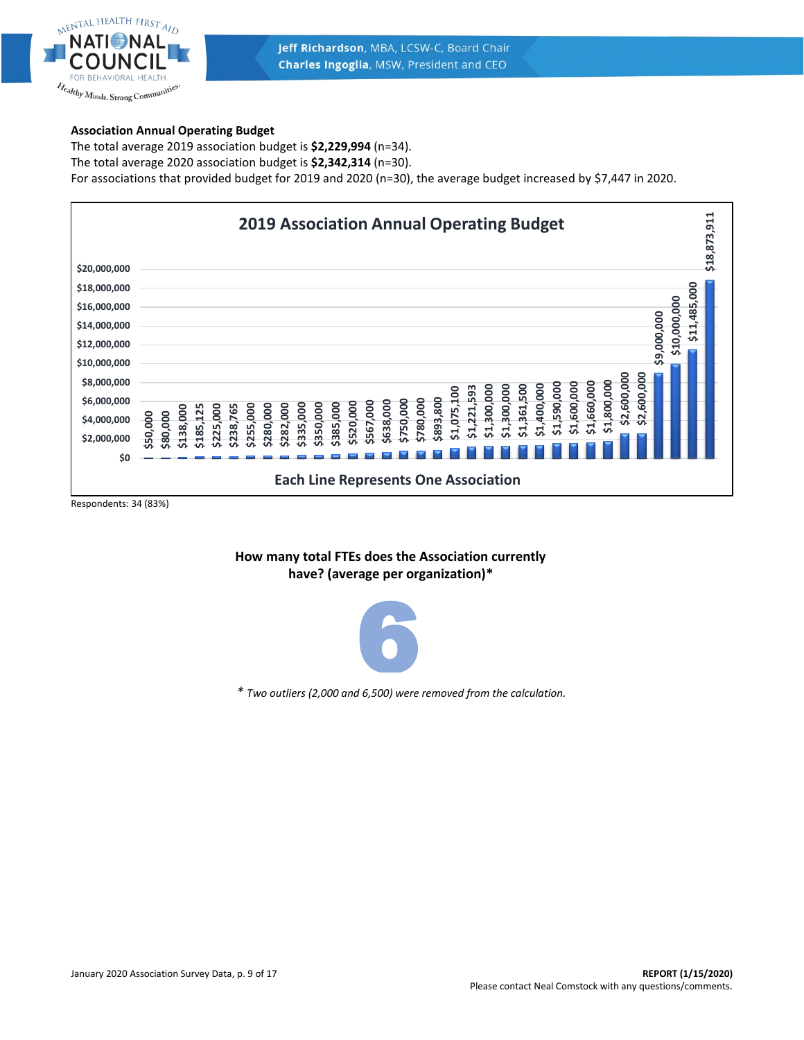**Association Annual Operating Budget**

The total average 2019 association budget is **$2,229,994** (n=34).
The total average 2020 association budget is **$2,342,314** (n=30).
For associations that provided budget for 2019 and 2020 (n=30), the average budget increased by $7,447 in 2020.

**2019 Association Annual Operating Budget**

Each Line Represents One Association

| Association | Budget |
|---|---|
| 1 | $50,000 |
| 2 | $80,000 |
| 3 | $138,000 |
| 4 | $185,125 |
| 5 | $225,000 |
| 6 | $238,765 |
| 7 | $255,000 |
| 8 | $280,000 |
| 9 | $282,000 |
| 10 | $335,000 |
| 11 | $350,000 |
| 12 | $385,000 |
| 13 | $520,000 |
| 14 | $567,000 |
| 15 | $638,000 |
| 16 | $750,000 |
| 17 | $780,000 |
| 18 | $893,800 |
| 19 | $1,075,100 |
| 20 | $1,221,593 |
| 21 | $1,300,000 |
| 22 | $1,300,000 |
| 23 | $1,361,500 |
| 24 | $1,400,000 |
| 25 | $1,590,000 |
| 26 | $1,600,000 |
| 27 | $1,660,000 |
| 28 | $1,800,000 |
| 29 | $2,600,000 |
| 30 | $2,600,000 |
| 31 | $9,000,000 |
| 32 | $10,000,000 |
| 33 | $11,485,000 |
| 34 | $18,873,911 |

Respondents: 34 (83%)

**How many total FTEs does the Association currently have? (average per organization)***

# 6

*\* Two outliers (2,000 and 6,500) were removed from the calculation.*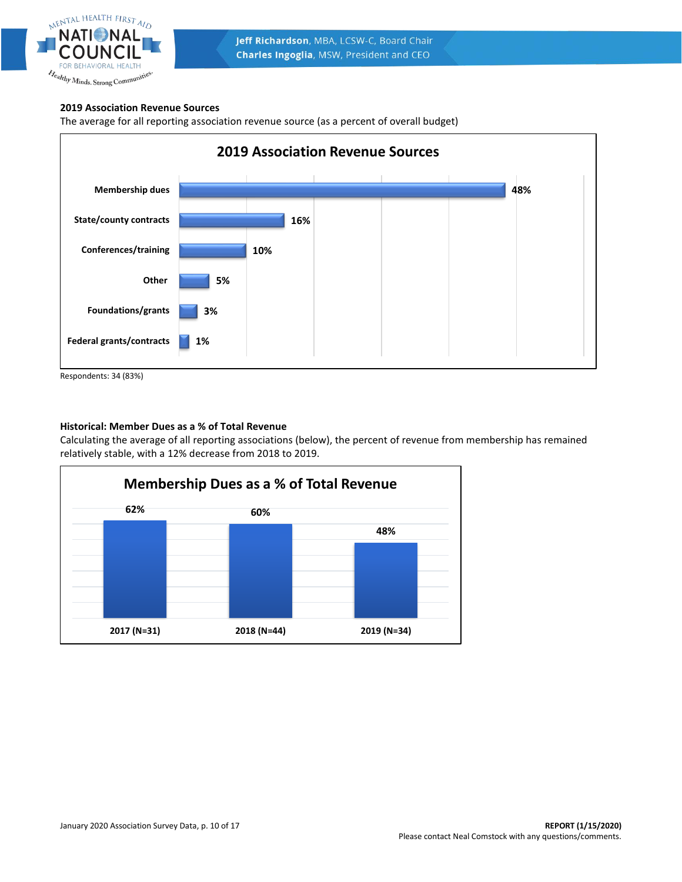**2019 Association Revenue Sources**

The average for all reporting association revenue source (as a percent of overall budget)

**2019 Association Revenue Sources**

| Source | Percent |
|---|---|
| Membership dues | 48% |
| State/county contracts | 16% |
| Conferences/training | 10% |
| Other | 5% |
| Foundations/grants | 3% |
| Federal grants/contracts | 1% |

Respondents: 34 (83%)

**Historical: Member Dues as a % of Total Revenue**

Calculating the average of all reporting associations (below), the percent of revenue from membership has remained relatively stable, with a 12% decrease from 2018 to 2019.

**Membership Dues as a % of Total Revenue**

| Year | Percent |
|---|---|
| 2017 (N=31) | 62% |
| 2018 (N=44) | 60% |
| 2019 (N=34) | 48% |

REPORT (1/15/2020)

Please contact Neal Comstock with any questions/comments.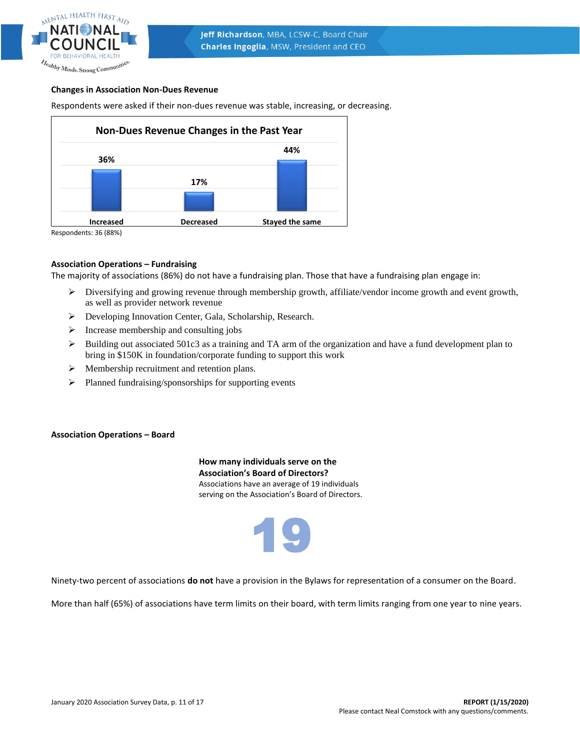### Changes in Association Non-Dues Revenue

Respondents were asked if their non-dues revenue was stable, increasing, or decreasing.

**Non-Dues Revenue Changes in the Past Year**

| Increased | Decreased | Stayed the same |
|---|---|---|
| 36% | 17% | 44% |

Respondents: 36 (88%)

### Association Operations – Fundraising

The majority of associations (86%) do not have a fundraising plan. Those that have a fundraising plan engage in:

- Diversifying and growing revenue through membership growth, affiliate/vendor income growth and event growth, as well as provider network revenue
- Developing Innovation Center, Gala, Scholarship, Research.
- Increase membership and consulting jobs
- Building out associated 501c3 as a training and TA arm of the organization and have a fund development plan to bring in $150K in foundation/corporate funding to support this work
- Membership recruitment and retention plans.
- Planned fundraising/sponsorships for supporting events

### Association Operations – Board

**How many individuals serve on the Association's Board of Directors?**

Associations have an average of 19 individuals serving on the Association's Board of Directors.

**19**

Ninety-two percent of associations **do not** have a provision in the Bylaws for representation of a consumer on the Board.

More than half (65%) of associations have term limits on their board, with term limits ranging from one year to nine years.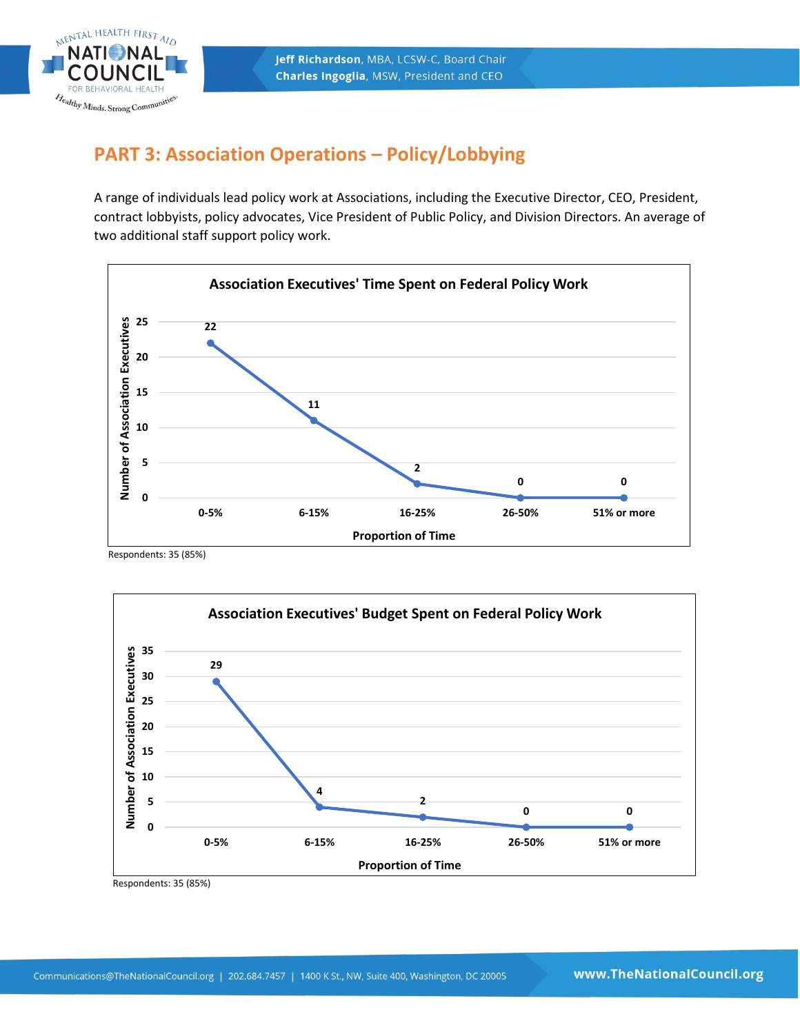## PART 3: Association Operations – Policy/Lobbying

A range of individuals lead policy work at Associations, including the Executive Director, CEO, President, contract lobbyists, policy advocates, Vice President of Public Policy, and Division Directors. An average of two additional staff support policy work.

**Association Executives' Time Spent on Federal Policy Work**

| Proportion of Time | Number of Association Executives |
|---|---|
| 0-5% | 22 |
| 6-15% | 11 |
| 16-25% | 2 |
| 26-50% | 0 |
| 51% or more | 0 |

Respondents: 35 (85%)

**Association Executives' Budget Spent on Federal Policy Work**

| Proportion of Time | Number of Association Executives |
|---|---|
| 0-5% | 29 |
| 6-15% | 4 |
| 16-25% | 2 |
| 26-50% | 0 |
| 51% or more | 0 |

Respondents: 35 (85%)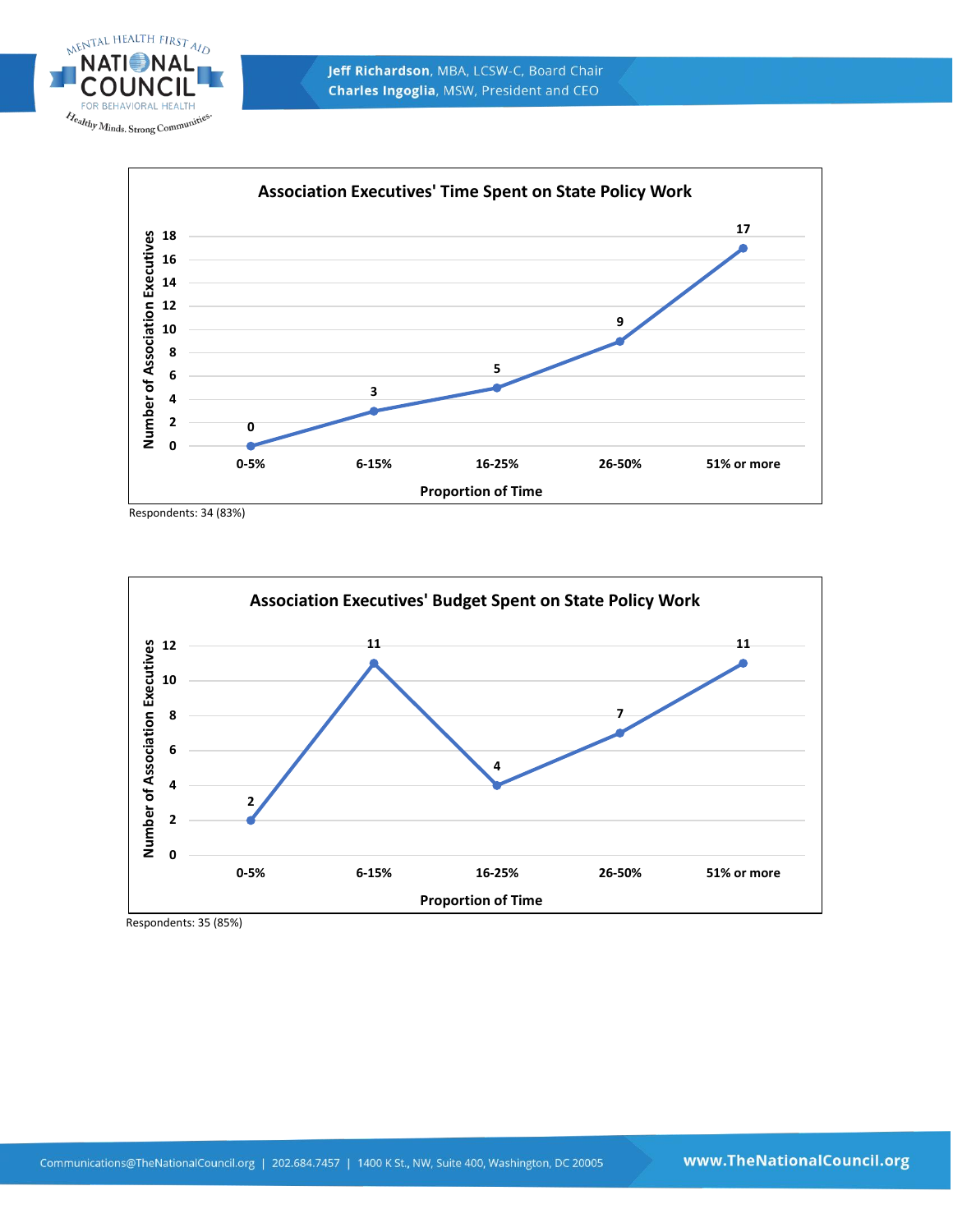**Association Executives' Time Spent on State Policy Work**

| Proportion of Time | Number of Association Executives |
| --- | --- |
| 0-5% | 0 |
| 6-15% | 3 |
| 16-25% | 5 |
| 26-50% | 9 |
| 51% or more | 17 |

Respondents: 34 (83%)

**Association Executives' Budget Spent on State Policy Work**

| Proportion of Time | Number of Association Executives |
| --- | --- |
| 0-5% | 2 |
| 6-15% | 11 |
| 16-25% | 4 |
| 26-50% | 7 |
| 51% or more | 11 |

Respondents: 35 (85%)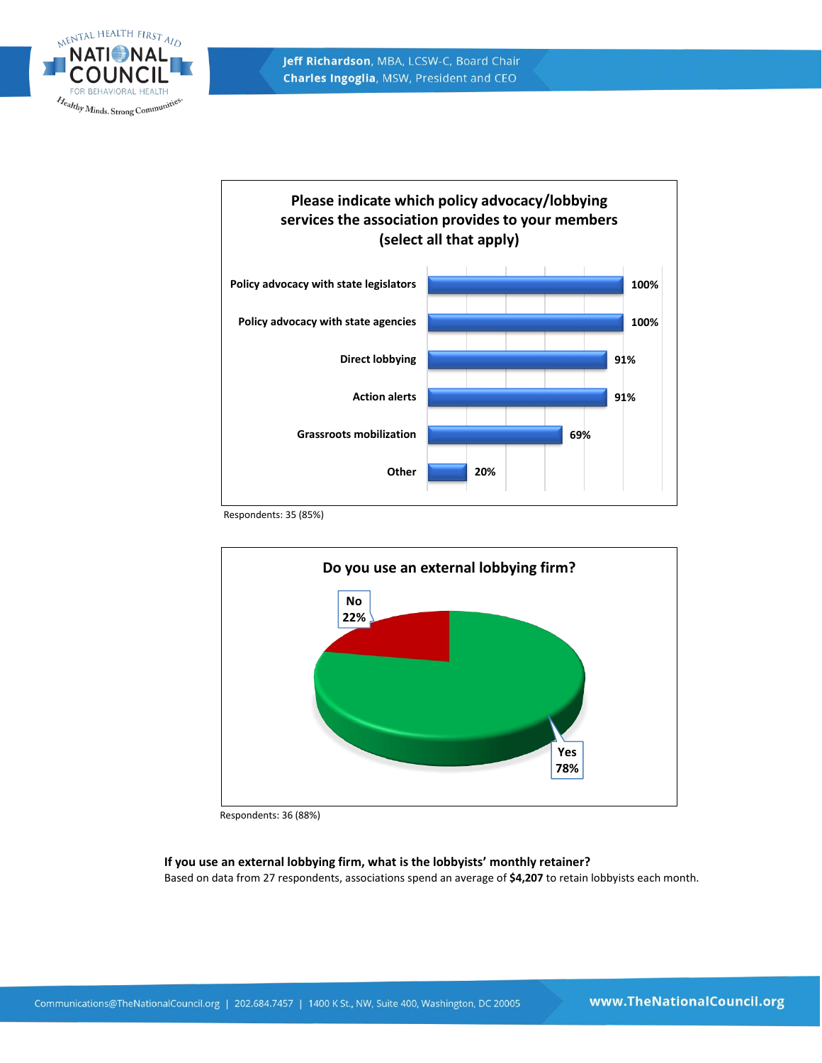**Please indicate which policy advocacy/lobbying services the association provides to your members (select all that apply)**

| Service | Percentage |
|---|---|
| Policy advocacy with state legislators | 100% |
| Policy advocacy with state agencies | 100% |
| Direct lobbying | 91% |
| Action alerts | 91% |
| Grassroots mobilization | 69% |
| Other | 20% |

Respondents: 35 (85%)

**Do you use an external lobbying firm?**

| Response | Percentage |
|---|---|
| Yes | 78% |
| No | 22% |

Respondents: 36 (88%)

**If you use an external lobbying firm, what is the lobbyists' monthly retainer?**

Based on data from 27 respondents, associations spend an average of **$4,207** to retain lobbyists each month.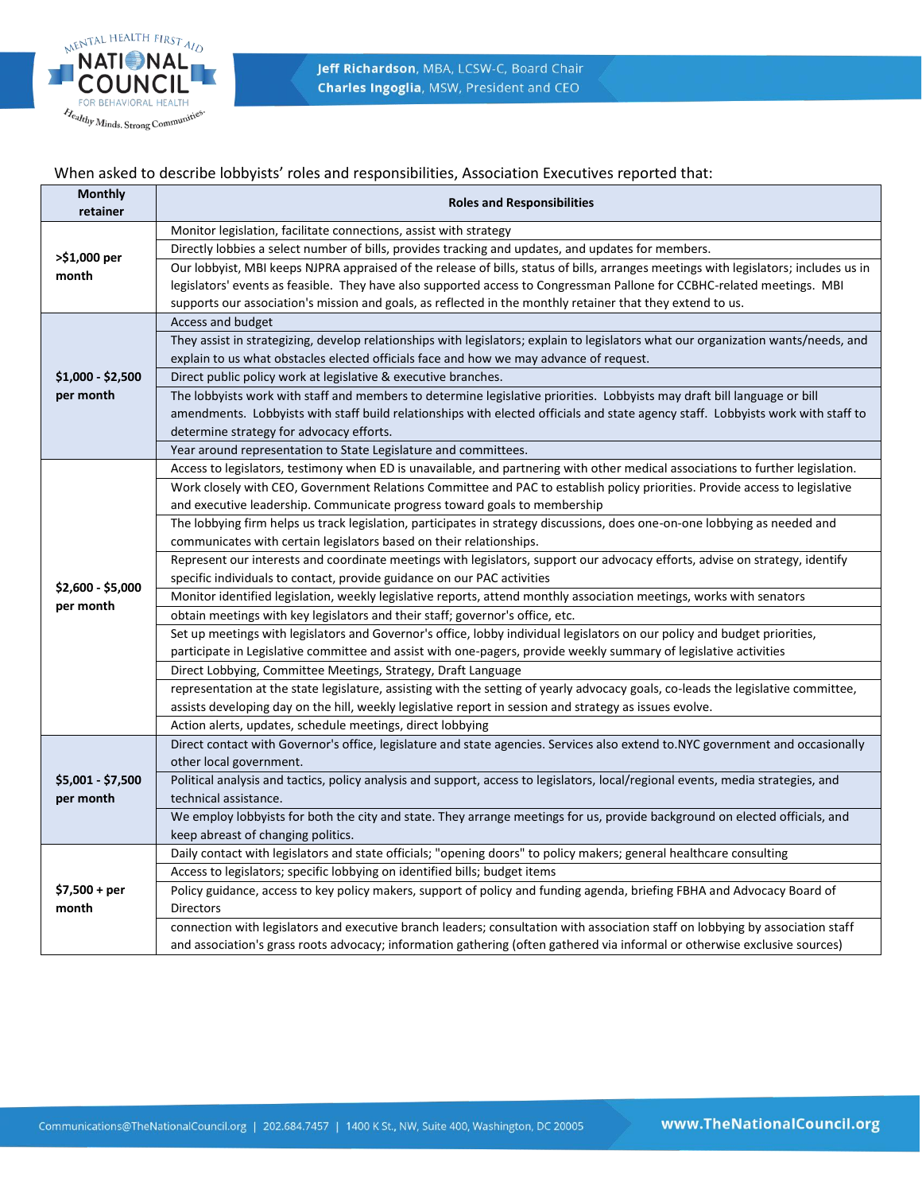When asked to describe lobbyists' roles and responsibilities, Association Executives reported that:

| Monthly retainer | Roles and Responsibilities |
|---|---|
| >$1,000 per month | Monitor legislation, facilitate connections, assist with strategy |
| | Directly lobbies a select number of bills, provides tracking and updates, and updates for members. |
| | Our lobbyist, MBI keeps NJPRA appraised of the release of bills, status of bills, arranges meetings with legislators; includes us in legislators' events as feasible. They have also supported access to Congressman Pallone for CCBHC-related meetings. MBI supports our association's mission and goals, as reflected in the monthly retainer that they extend to us. |
| $1,000 - $2,500 per month | Access and budget |
| | They assist in strategizing, develop relationships with legislators; explain to legislators what our organization wants/needs, and explain to us what obstacles elected officials face and how we may advance of request. |
| | Direct public policy work at legislative & executive branches. |
| | The lobbyists work with staff and members to determine legislative priorities. Lobbyists may draft bill language or bill amendments. Lobbyists with staff build relationships with elected officials and state agency staff. Lobbyists work with staff to determine strategy for advocacy efforts. |
| | Year around representation to State Legislature and committees. |
| $2,600 - $5,000 per month | Access to legislators, testimony when ED is unavailable, and partnering with other medical associations to further legislation. |
| | Work closely with CEO, Government Relations Committee and PAC to establish policy priorities. Provide access to legislative and executive leadership. Communicate progress toward goals to membership |
| | The lobbying firm helps us track legislation, participates in strategy discussions, does one-on-one lobbying as needed and communicates with certain legislators based on their relationships. |
| | Represent our interests and coordinate meetings with legislators, support our advocacy efforts, advise on strategy, identify specific individuals to contact, provide guidance on our PAC activities |
| | Monitor identified legislation, weekly legislative reports, attend monthly association meetings, works with senators |
| | obtain meetings with key legislators and their staff; governor's office, etc. |
| | Set up meetings with legislators and Governor's office, lobby individual legislators on our policy and budget priorities, participate in Legislative committee and assist with one-pagers, provide weekly summary of legislative activities |
| | Direct Lobbying, Committee Meetings, Strategy, Draft Language |
| | representation at the state legislature, assisting with the setting of yearly advocacy goals, co-leads the legislative committee, assists developing day on the hill, weekly legislative report in session and strategy as issues evolve. |
| | Action alerts, updates, schedule meetings, direct lobbying |
| $5,001 - $7,500 per month | Direct contact with Governor's office, legislature and state agencies. Services also extend to.NYC government and occasionally other local government. |
| | Political analysis and tactics, policy analysis and support, access to legislators, local/regional events, media strategies, and technical assistance. |
| | We employ lobbyists for both the city and state. They arrange meetings for us, provide background on elected officials, and keep abreast of changing politics. |
| $7,500 + per month | Daily contact with legislators and state officials; "opening doors" to policy makers; general healthcare consulting |
| | Access to legislators; specific lobbying on identified bills; budget items |
| | Policy guidance, access to key policy makers, support of policy and funding agenda, briefing FBHA and Advocacy Board of Directors |
| | connection with legislators and executive branch leaders; consultation with association staff on lobbying by association staff and association's grass roots advocacy; information gathering (often gathered via informal or otherwise exclusive sources) |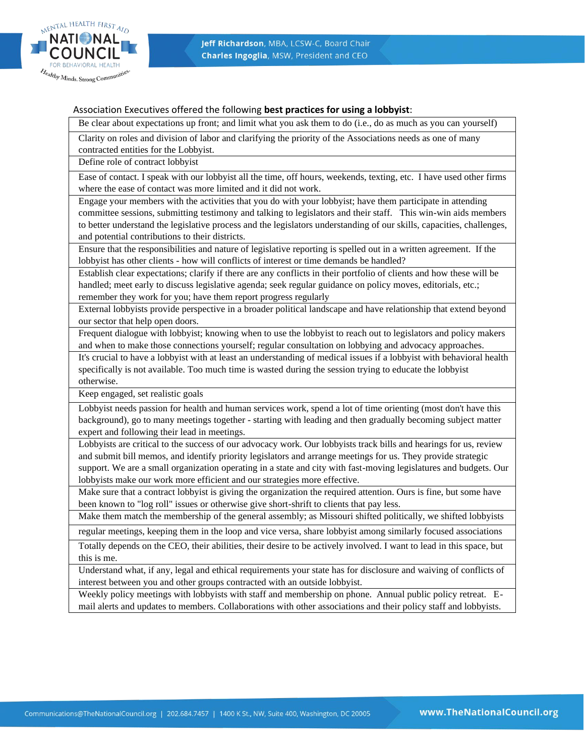Association Executives offered the following **best practices for using a lobbyist**:

| |
|---|
| Be clear about expectations up front; and limit what you ask them to do (i.e., do as much as you can yourself) |
| Clarity on roles and division of labor and clarifying the priority of the Associations needs as one of many contracted entities for the Lobbyist. |
| Define role of contract lobbyist |
| Ease of contact. I speak with our lobbyist all the time, off hours, weekends, texting, etc. I have used other firms where the ease of contact was more limited and it did not work. |
| Engage your members with the activities that you do with your lobbyist; have them participate in attending committee sessions, submitting testimony and talking to legislators and their staff. This win-win aids members to better understand the legislative process and the legislators understanding of our skills, capacities, challenges, and potential contributions to their districts. |
| Ensure that the responsibilities and nature of legislative reporting is spelled out in a written agreement. If the lobbyist has other clients - how will conflicts of interest or time demands be handled? |
| Establish clear expectations; clarify if there are any conflicts in their portfolio of clients and how these will be handled; meet early to discuss legislative agenda; seek regular guidance on policy moves, editorials, etc.; remember they work for you; have them report progress regularly |
| External lobbyists provide perspective in a broader political landscape and have relationship that extend beyond our sector that help open doors. |
| Frequent dialogue with lobbyist; knowing when to use the lobbyist to reach out to legislators and policy makers and when to make those connections yourself; regular consultation on lobbying and advocacy approaches. |
| It's crucial to have a lobbyist with at least an understanding of medical issues if a lobbyist with behavioral health specifically is not available. Too much time is wasted during the session trying to educate the lobbyist otherwise. |
| Keep engaged, set realistic goals |
| Lobbyist needs passion for health and human services work, spend a lot of time orienting (most don't have this background), go to many meetings together - starting with leading and then gradually becoming subject matter expert and following their lead in meetings. |
| Lobbyists are critical to the success of our advocacy work. Our lobbyists track bills and hearings for us, review and submit bill memos, and identify priority legislators and arrange meetings for us. They provide strategic support. We are a small organization operating in a state and city with fast-moving legislatures and budgets. Our lobbyists make our work more efficient and our strategies more effective. |
| Make sure that a contract lobbyist is giving the organization the required attention. Ours is fine, but some have been known to "log roll" issues or otherwise give short-shrift to clients that pay less. |
| Make them match the membership of the general assembly; as Missouri shifted politically, we shifted lobbyists |
| regular meetings, keeping them in the loop and vice versa, share lobbyist among similarly focused associations |
| Totally depends on the CEO, their abilities, their desire to be actively involved. I want to lead in this space, but this is me. |
| Understand what, if any, legal and ethical requirements your state has for disclosure and waiving of conflicts of interest between you and other groups contracted with an outside lobbyist. |
| Weekly policy meetings with lobbyists with staff and membership on phone. Annual public policy retreat. E-mail alerts and updates to members. Collaborations with other associations and their policy staff and lobbyists. |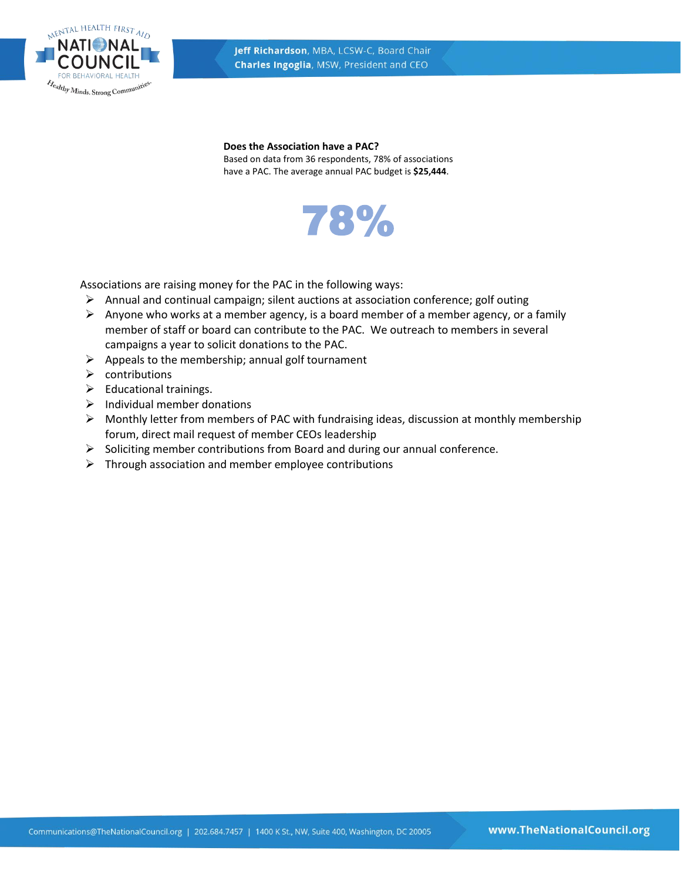**Does the Association have a PAC?**

Based on data from 36 respondents, 78% of associations have a PAC. The average annual PAC budget is **$25,444**.

78%

Associations are raising money for the PAC in the following ways:

- Annual and continual campaign; silent auctions at association conference; golf outing
- Anyone who works at a member agency, is a board member of a member agency, or a family member of staff or board can contribute to the PAC. We outreach to members in several campaigns a year to solicit donations to the PAC.
- Appeals to the membership; annual golf tournament
- contributions
- Educational trainings.
- Individual member donations
- Monthly letter from members of PAC with fundraising ideas, discussion at monthly membership forum, direct mail request of member CEOs leadership
- Soliciting member contributions from Board and during our annual conference.
- Through association and member employee contributions